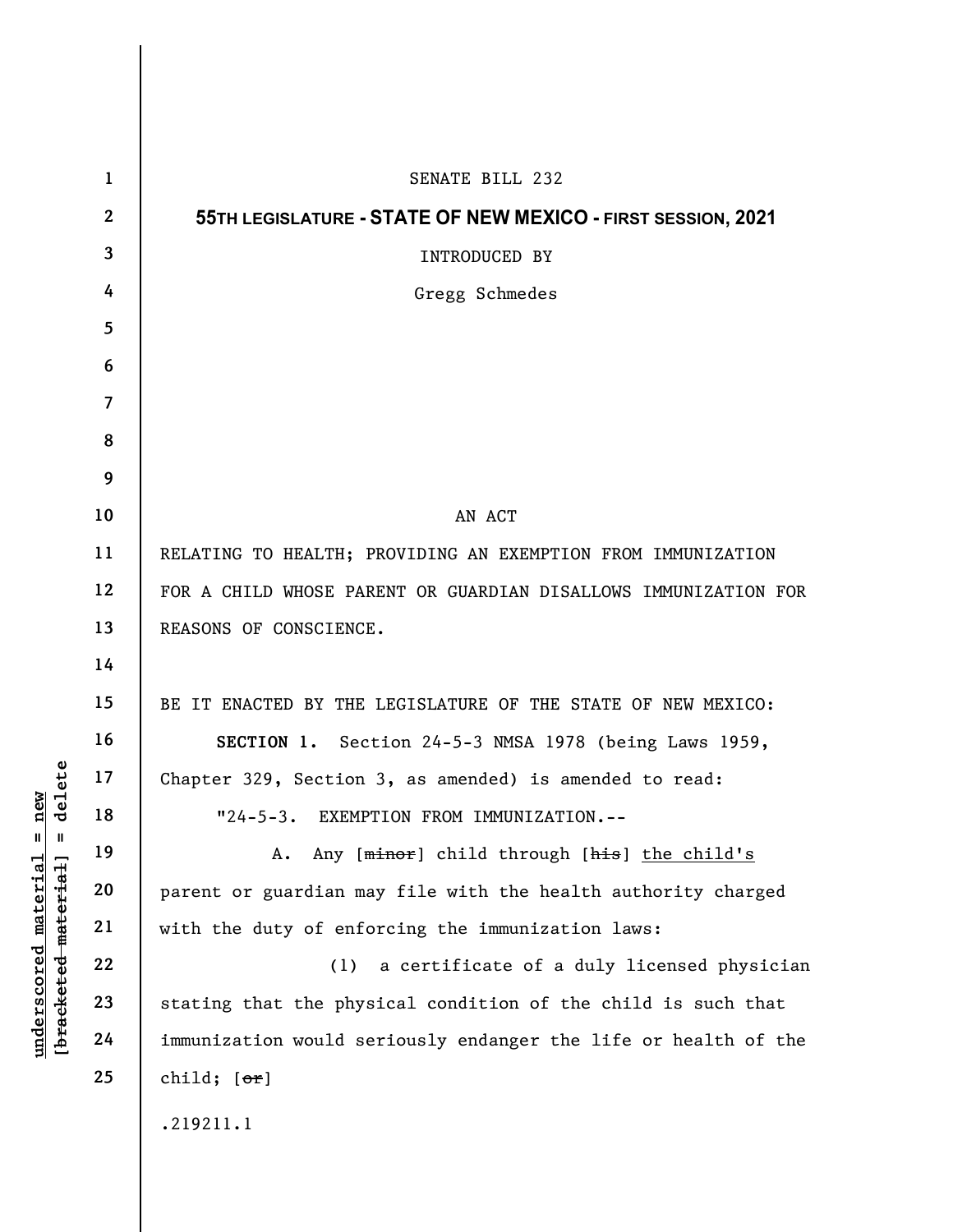SENATE BILL 232

**55TH LEGISLATURE - STATE OF NEW MEXICO - FIRST SESSION, 2021**

INTRODUCED BY

Gregg Schmedes

AN ACT

RELATING TO HEALTH; PROVIDING AN EXEMPTION FROM IMMUNIZATION FOR A CHILD WHOSE PARENT OR GUARDIAN DISALLOWS IMMUNIZATION FOR REASONS OF CONSCIENCE.

BE IT ENACTED BY THE LEGISLATURE OF THE STATE OF NEW MEXICO:

**SECTION 1.** Section 24-5-3 NMSA 1978 (being Laws 1959, Chapter 329, Section 3, as amended) is amended to read:

"24-5-3. EXEMPTION FROM IMMUNIZATION.--

A. Any [~~minor~~] child through [~~his~~] <u>the child's</u> parent or guardian may file with the health authority charged with the duty of enforcing the immunization laws:

(1) a certificate of a duly licensed physician stating that the physical condition of the child is such that immunization would seriously endanger the life or health of the child; [~~or~~]

.219211.1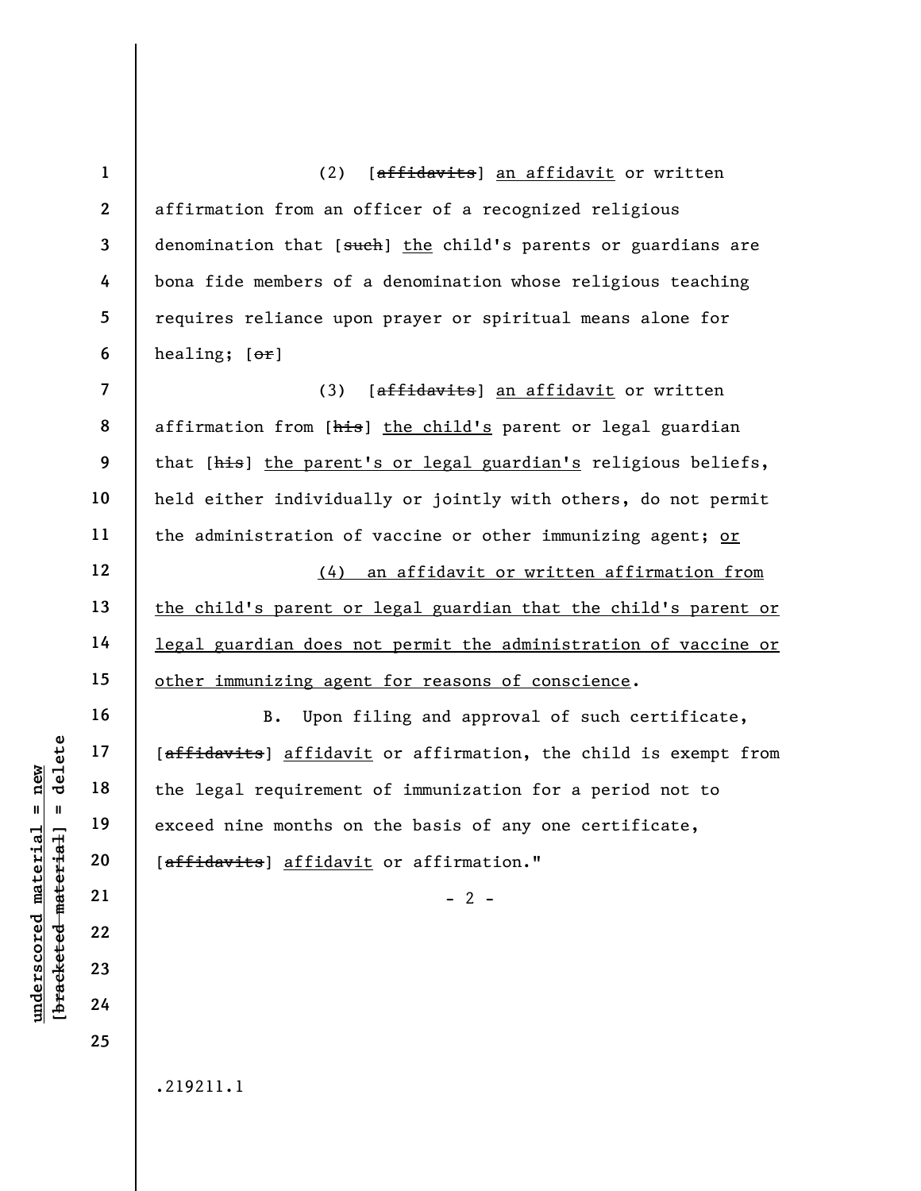(2) [~~affidavits~~] <u>an affidavit</u> or written affirmation from an officer of a recognized religious denomination that [~~such~~] <u>the</u> child's parents or guardians are bona fide members of a denomination whose religious teaching requires reliance upon prayer or spiritual means alone for healing; [~~or~~]

(3) [~~affidavits~~] <u>an affidavit</u> or written affirmation from [~~his~~] <u>the child's</u> parent or legal guardian that [~~his~~] <u>the parent's or legal guardian's</u> religious beliefs, held either individually or jointly with others, do not permit the administration of vaccine or other immunizing agent; <u>or</u>

<u>(4) an affidavit or written affirmation from the child's parent or legal guardian that the child's parent or legal guardian does not permit the administration of vaccine or other immunizing agent for reasons of conscience</u>.

B. Upon filing and approval of such certificate, [~~affidavits~~] <u>affidavit</u> or affirmation, the child is exempt from the legal requirement of immunization for a period not to exceed nine months on the basis of any one certificate, [~~affidavits~~] <u>affidavit</u> or affirmation."

.219211.1